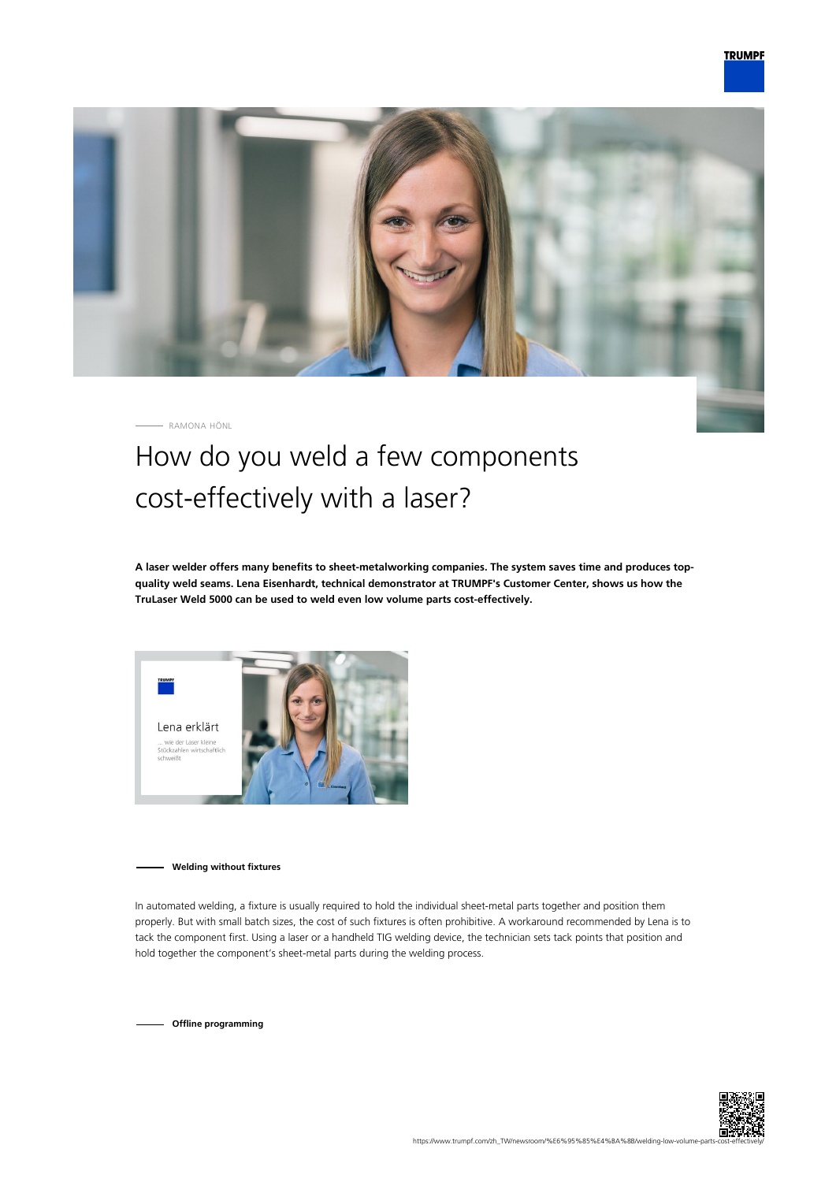RAMONA HÖNL

# How do you weld a few components cost-effectively with a laser?

**A laser welder offers many benefits to sheet-metalworking companies. The system saves time and produces top-quality weld seams. Lena Eisenhardt, technical demonstrator at TRUMPF's Customer Center, shows us how the TruLaser Weld 5000 can be used to weld even low volume parts cost-effectively.**

## Welding without fixtures

In automated welding, a fixture is usually required to hold the individual sheet-metal parts together and position them properly. But with small batch sizes, the cost of such fixtures is often prohibitive. A workaround recommended by Lena is to tack the component first. Using a laser or a handheld TIG welding device, the technician sets tack points that position and hold together the component's sheet-metal parts during the welding process.

## Offline programming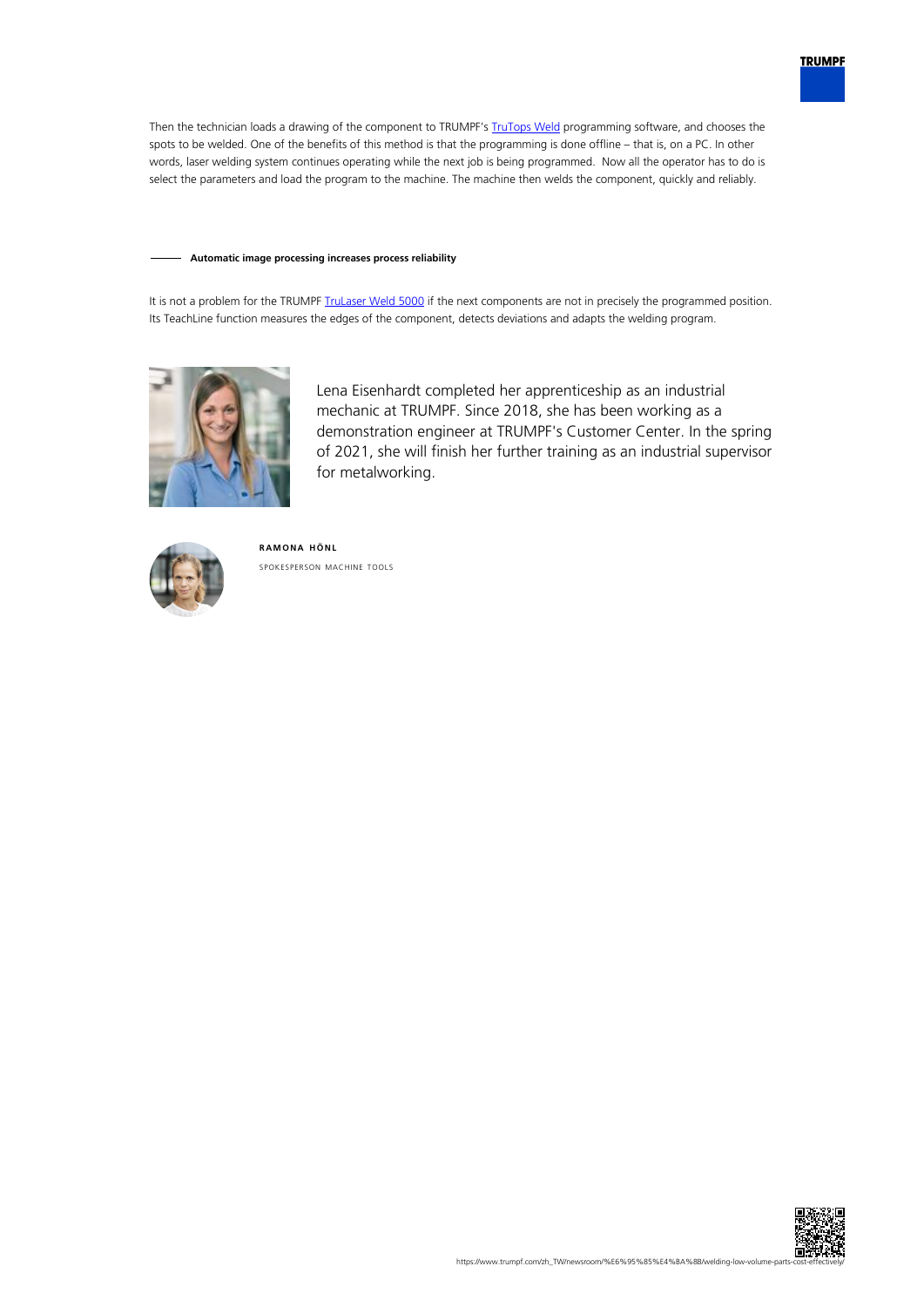Then the technician loads a drawing of the component to TRUMPF's TruTops Weld programming software, and chooses the spots to be welded. One of the benefits of this method is that the programming is done offline – that is, on a PC. In other words, laser welding system continues operating while the next job is being programmed. Now all the operator has to do is select the parameters and load the program to the machine. The machine then welds the component, quickly and reliably.

## Automatic image processing increases process reliability

It is not a problem for the TRUMPF TruLaser Weld 5000 if the next components are not in precisely the programmed position. Its TeachLine function measures the edges of the component, detects deviations and adapts the welding program.

Lena Eisenhardt completed her apprenticeship as an industrial mechanic at TRUMPF. Since 2018, she has been working as a demonstration engineer at TRUMPF's Customer Center. In the spring of 2021, she will finish her further training as an industrial supervisor for metalworking.

**RAMONA HÖNL**

SPOKESPERSON MACHINE TOOLS